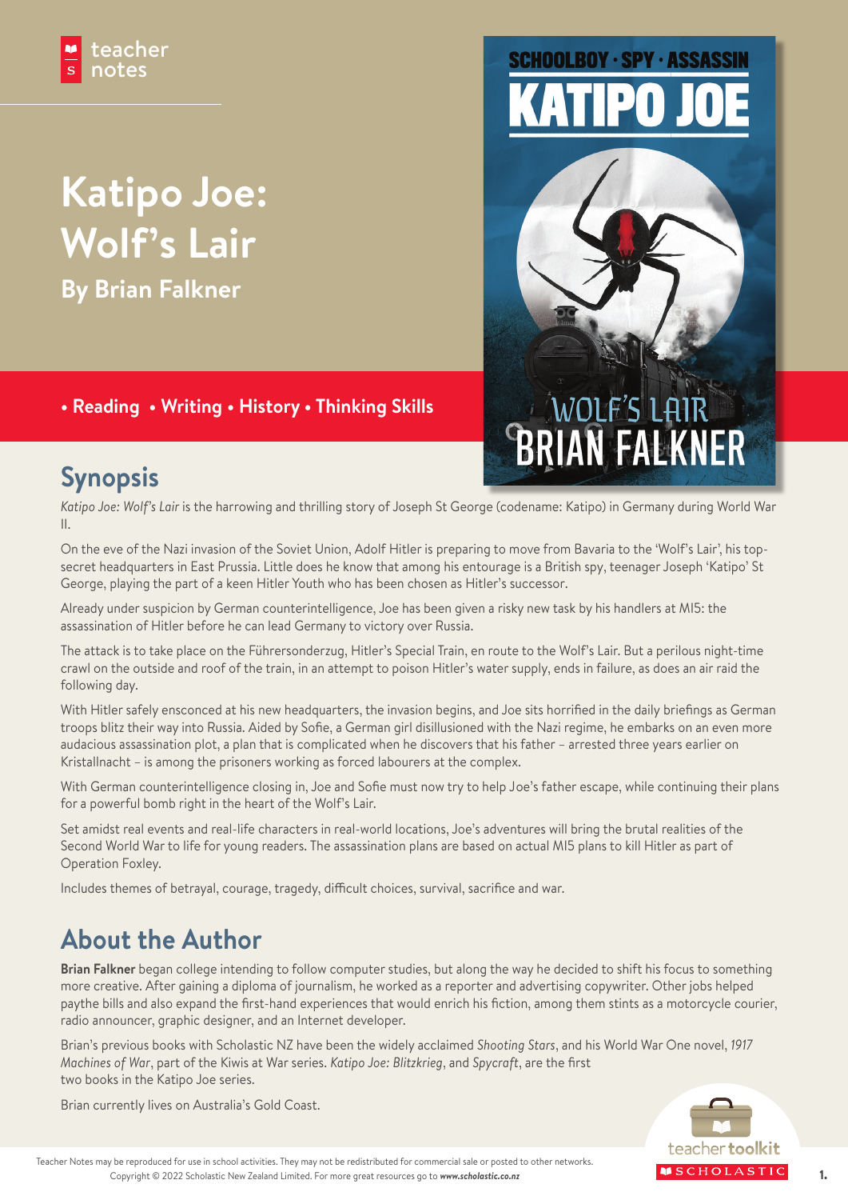teacher notes

# Katipo Joe: Wolf's Lair

### By Brian Falkner

• Reading • Writing • History • Thinking Skills

## Synopsis

*Katipo Joe: Wolf's Lair* is the harrowing and thrilling story of Joseph St George (codename: Katipo) in Germany during World War II.

On the eve of the Nazi invasion of the Soviet Union, Adolf Hitler is preparing to move from Bavaria to the 'Wolf's Lair', his top-secret headquarters in East Prussia. Little does he know that among his entourage is a British spy, teenager Joseph 'Katipo' St George, playing the part of a keen Hitler Youth who has been chosen as Hitler's successor.

Already under suspicion by German counterintelligence, Joe has been given a risky new task by his handlers at MI5: the assassination of Hitler before he can lead Germany to victory over Russia.

The attack is to take place on the Führersonderzug, Hitler's Special Train, en route to the Wolf's Lair. But a perilous night-time crawl on the outside and roof of the train, in an attempt to poison Hitler's water supply, ends in failure, as does an air raid the following day.

With Hitler safely ensconced at his new headquarters, the invasion begins, and Joe sits horrified in the daily briefings as German troops blitz their way into Russia. Aided by Sofie, a German girl disillusioned with the Nazi regime, he embarks on an even more audacious assassination plot, a plan that is complicated when he discovers that his father – arrested three years earlier on Kristallnacht – is among the prisoners working as forced labourers at the complex.

With German counterintelligence closing in, Joe and Sofie must now try to help Joe's father escape, while continuing their plans for a powerful bomb right in the heart of the Wolf's Lair.

Set amidst real events and real-life characters in real-world locations, Joe's adventures will bring the brutal realities of the Second World War to life for young readers. The assassination plans are based on actual MI5 plans to kill Hitler as part of Operation Foxley.

Includes themes of betrayal, courage, tragedy, difficult choices, survival, sacrifice and war.

## About the Author

**Brian Falkner** began college intending to follow computer studies, but along the way he decided to shift his focus to something more creative. After gaining a diploma of journalism, he worked as a reporter and advertising copywriter. Other jobs helped paythe bills and also expand the first-hand experiences that would enrich his fiction, among them stints as a motorcycle courier, radio announcer, graphic designer, and an Internet developer.

Brian's previous books with Scholastic NZ have been the widely acclaimed *Shooting Stars*, and his World War One novel, *1917 Machines of War*, part of the Kiwis at War series. *Katipo Joe: Blitzkrieg*, and *Spycraft*, are the first two books in the Katipo Joe series.

Brian currently lives on Australia's Gold Coast.

Teacher Notes may be reproduced for use in school activities. They may not be redistributed for commercial sale or posted to other networks.
Copyright © 2022 Scholastic New Zealand Limited. For more great resources go to *www.scholastic.co.nz*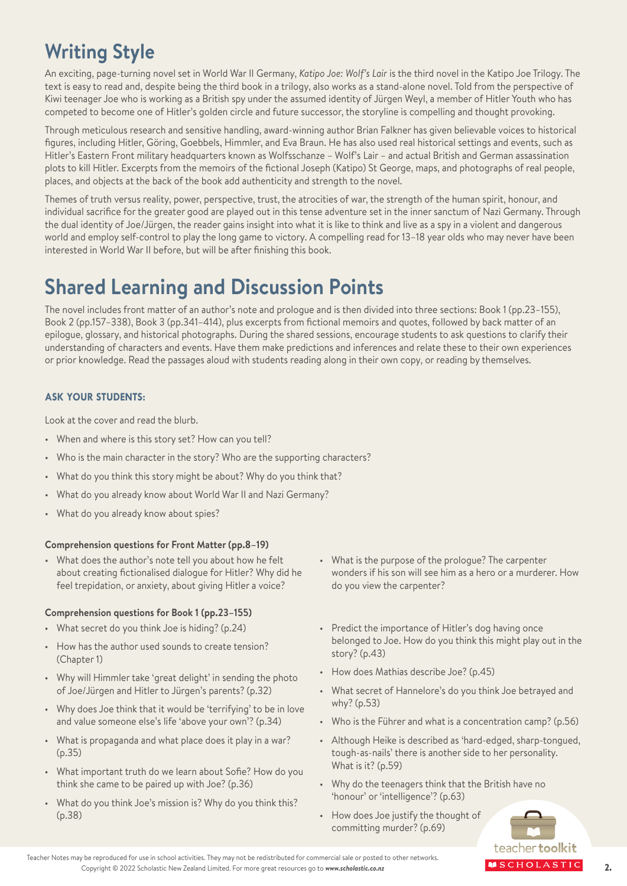# Writing Style

An exciting, page-turning novel set in World War II Germany, *Katipo Joe: Wolf's Lair* is the third novel in the Katipo Joe Trilogy. The text is easy to read and, despite being the third book in a trilogy, also works as a stand-alone novel. Told from the perspective of Kiwi teenager Joe who is working as a British spy under the assumed identity of Jürgen Weyl, a member of Hitler Youth who has competed to become one of Hitler's golden circle and future successor, the storyline is compelling and thought provoking.

Through meticulous research and sensitive handling, award-winning author Brian Falkner has given believable voices to historical figures, including Hitler, Göring, Goebbels, Himmler, and Eva Braun. He has also used real historical settings and events, such as Hitler's Eastern Front military headquarters known as Wolfsschanze – Wolf's Lair – and actual British and German assassination plots to kill Hitler. Excerpts from the memoirs of the fictional Joseph (Katipo) St George, maps, and photographs of real people, places, and objects at the back of the book add authenticity and strength to the novel.

Themes of truth versus reality, power, perspective, trust, the atrocities of war, the strength of the human spirit, honour, and individual sacrifice for the greater good are played out in this tense adventure set in the inner sanctum of Nazi Germany. Through the dual identity of Joe/Jürgen, the reader gains insight into what it is like to think and live as a spy in a violent and dangerous world and employ self-control to play the long game to victory. A compelling read for 13–18 year olds who may never have been interested in World War II before, but will be after finishing this book.

# Shared Learning and Discussion Points

The novel includes front matter of an author's note and prologue and is then divided into three sections: Book 1 (pp.23–155), Book 2 (pp.157–338), Book 3 (pp.341–414), plus excerpts from fictional memoirs and quotes, followed by back matter of an epilogue, glossary, and historical photographs. During the shared sessions, encourage students to ask questions to clarify their understanding of characters and events. Have them make predictions and inferences and relate these to their own experiences or prior knowledge. Read the passages aloud with students reading along in their own copy, or reading by themselves.

### ASK YOUR STUDENTS:

Look at the cover and read the blurb.

- When and where is this story set? How can you tell?
- Who is the main character in the story? Who are the supporting characters?
- What do you think this story might be about? Why do you think that?
- What do you already know about World War II and Nazi Germany?
- What do you already know about spies?

**Comprehension questions for Front Matter (pp.8–19)**

- What does the author's note tell you about how he felt about creating fictionalised dialogue for Hitler? Why did he feel trepidation, or anxiety, about giving Hitler a voice?
- What is the purpose of the prologue? The carpenter wonders if his son will see him as a hero or a murderer. How do you view the carpenter?

**Comprehension questions for Book 1 (pp.23–155)**

- What secret do you think Joe is hiding? (p.24)
- How has the author used sounds to create tension? (Chapter 1)
- Why will Himmler take 'great delight' in sending the photo of Joe/Jürgen and Hitler to Jürgen's parents? (p.32)
- Why does Joe think that it would be 'terrifying' to be in love and value someone else's life 'above your own'? (p.34)
- What is propaganda and what place does it play in a war? (p.35)
- What important truth do we learn about Sofie? How do you think she came to be paired up with Joe? (p.36)
- What do you think Joe's mission is? Why do you think this? (p.38)
- Predict the importance of Hitler's dog having once belonged to Joe. How do you think this might play out in the story? (p.43)
- How does Mathias describe Joe? (p.45)
- What secret of Hannelore's do you think Joe betrayed and why? (p.53)
- Who is the Führer and what is a concentration camp? (p.56)
- Although Heike is described as 'hard-edged, sharp-tongued, tough-as-nails' there is another side to her personality. What is it? (p.59)
- Why do the teenagers think that the British have no 'honour' or 'intelligence'? (p.63)
- How does Joe justify the thought of committing murder? (p.69)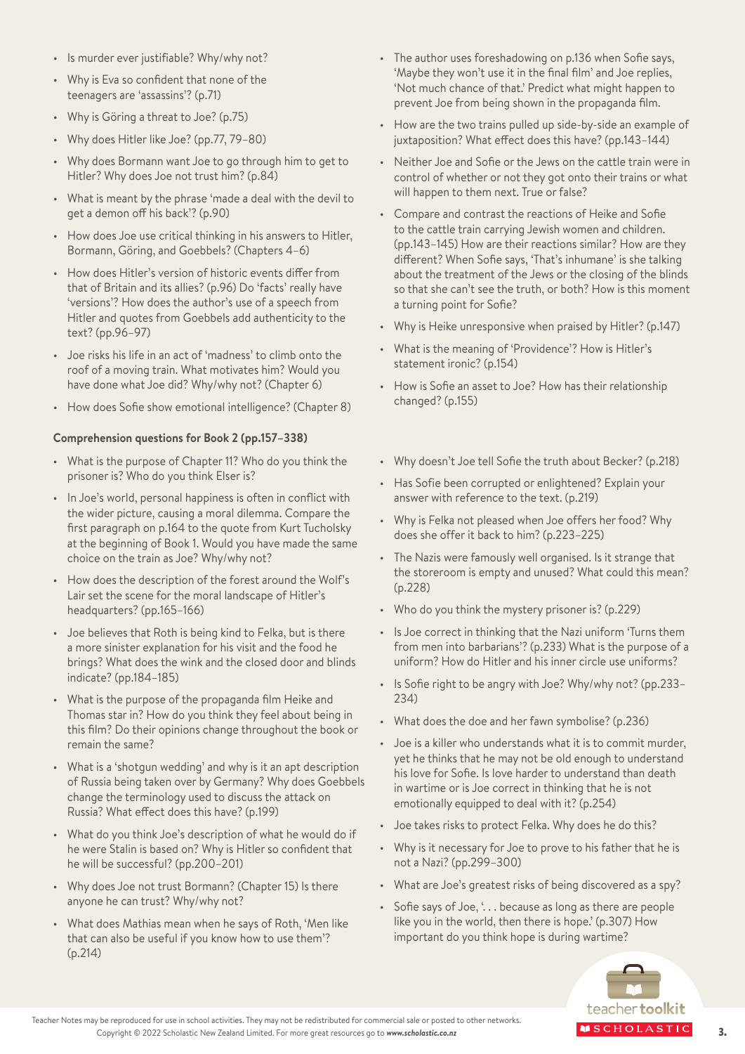- Is murder ever justifiable? Why/why not?
- Why is Eva so confident that none of the teenagers are 'assassins'? (p.71)
- Why is Göring a threat to Joe? (p.75)
- Why does Hitler like Joe? (pp.77, 79–80)
- Why does Bormann want Joe to go through him to get to Hitler? Why does Joe not trust him? (p.84)
- What is meant by the phrase 'made a deal with the devil to get a demon off his back'? (p.90)
- How does Joe use critical thinking in his answers to Hitler, Bormann, Göring, and Goebbels? (Chapters 4–6)
- How does Hitler's version of historic events differ from that of Britain and its allies? (p.96) Do 'facts' really have 'versions'? How does the author's use of a speech from Hitler and quotes from Goebbels add authenticity to the text? (pp.96–97)
- Joe risks his life in an act of 'madness' to climb onto the roof of a moving train. What motivates him? Would you have done what Joe did? Why/why not? (Chapter 6)
- How does Sofie show emotional intelligence? (Chapter 8)
- The author uses foreshadowing on p.136 when Sofie says, 'Maybe they won't use it in the final film' and Joe replies, 'Not much chance of that.' Predict what might happen to prevent Joe from being shown in the propaganda film.
- How are the two trains pulled up side-by-side an example of juxtaposition? What effect does this have? (pp.143–144)
- Neither Joe and Sofie or the Jews on the cattle train were in control of whether or not they got onto their trains or what will happen to them next. True or false?
- Compare and contrast the reactions of Heike and Sofie to the cattle train carrying Jewish women and children. (pp.143–145) How are their reactions similar? How are they different? When Sofie says, 'That's inhumane' is she talking about the treatment of the Jews or the closing of the blinds so that she can't see the truth, or both? How is this moment a turning point for Sofie?
- Why is Heike unresponsive when praised by Hitler? (p.147)
- What is the meaning of 'Providence'? How is Hitler's statement ironic? (p.154)
- How is Sofie an asset to Joe? How has their relationship changed? (p.155)

**Comprehension questions for Book 2 (pp.157–338)**

- What is the purpose of Chapter 11? Who do you think the prisoner is? Who do you think Elser is?
- In Joe's world, personal happiness is often in conflict with the wider picture, causing a moral dilemma. Compare the first paragraph on p.164 to the quote from Kurt Tucholsky at the beginning of Book 1. Would you have made the same choice on the train as Joe? Why/why not?
- How does the description of the forest around the Wolf's Lair set the scene for the moral landscape of Hitler's headquarters? (pp.165–166)
- Joe believes that Roth is being kind to Felka, but is there a more sinister explanation for his visit and the food he brings? What does the wink and the closed door and blinds indicate? (pp.184–185)
- What is the purpose of the propaganda film Heike and Thomas star in? How do you think they feel about being in this film? Do their opinions change throughout the book or remain the same?
- What is a 'shotgun wedding' and why is it an apt description of Russia being taken over by Germany? Why does Goebbels change the terminology used to discuss the attack on Russia? What effect does this have? (p.199)
- What do you think Joe's description of what he would do if he were Stalin is based on? Why is Hitler so confident that he will be successful? (pp.200–201)
- Why does Joe not trust Bormann? (Chapter 15) Is there anyone he can trust? Why/why not?
- What does Mathias mean when he says of Roth, 'Men like that can also be useful if you know how to use them'? (p.214)
- Why doesn't Joe tell Sofie the truth about Becker? (p.218)
- Has Sofie been corrupted or enlightened? Explain your answer with reference to the text. (p.219)
- Why is Felka not pleased when Joe offers her food? Why does she offer it back to him? (p.223–225)
- The Nazis were famously well organised. Is it strange that the storeroom is empty and unused? What could this mean? (p.228)
- Who do you think the mystery prisoner is? (p.229)
- Is Joe correct in thinking that the Nazi uniform 'Turns them from men into barbarians'? (p.233) What is the purpose of a uniform? How do Hitler and his inner circle use uniforms?
- Is Sofie right to be angry with Joe? Why/why not? (pp.233–234)
- What does the doe and her fawn symbolise? (p.236)
- Joe is a killer who understands what it is to commit murder, yet he thinks that he may not be old enough to understand his love for Sofie. Is love harder to understand than death in wartime or is Joe correct in thinking that he is not emotionally equipped to deal with it? (p.254)
- Joe takes risks to protect Felka. Why does he do this?
- Why is it necessary for Joe to prove to his father that he is not a Nazi? (pp.299–300)
- What are Joe's greatest risks of being discovered as a spy?
- Sofie says of Joe, '. . . because as long as there are people like you in the world, then there is hope.' (p.307) How important do you think hope is during wartime?

Teacher Notes may be reproduced for use in school activities. They may not be redistributed for commercial sale or posted to other networks.
Copyright © 2022 Scholastic New Zealand Limited. For more great resources go to *www.scholastic.co.nz*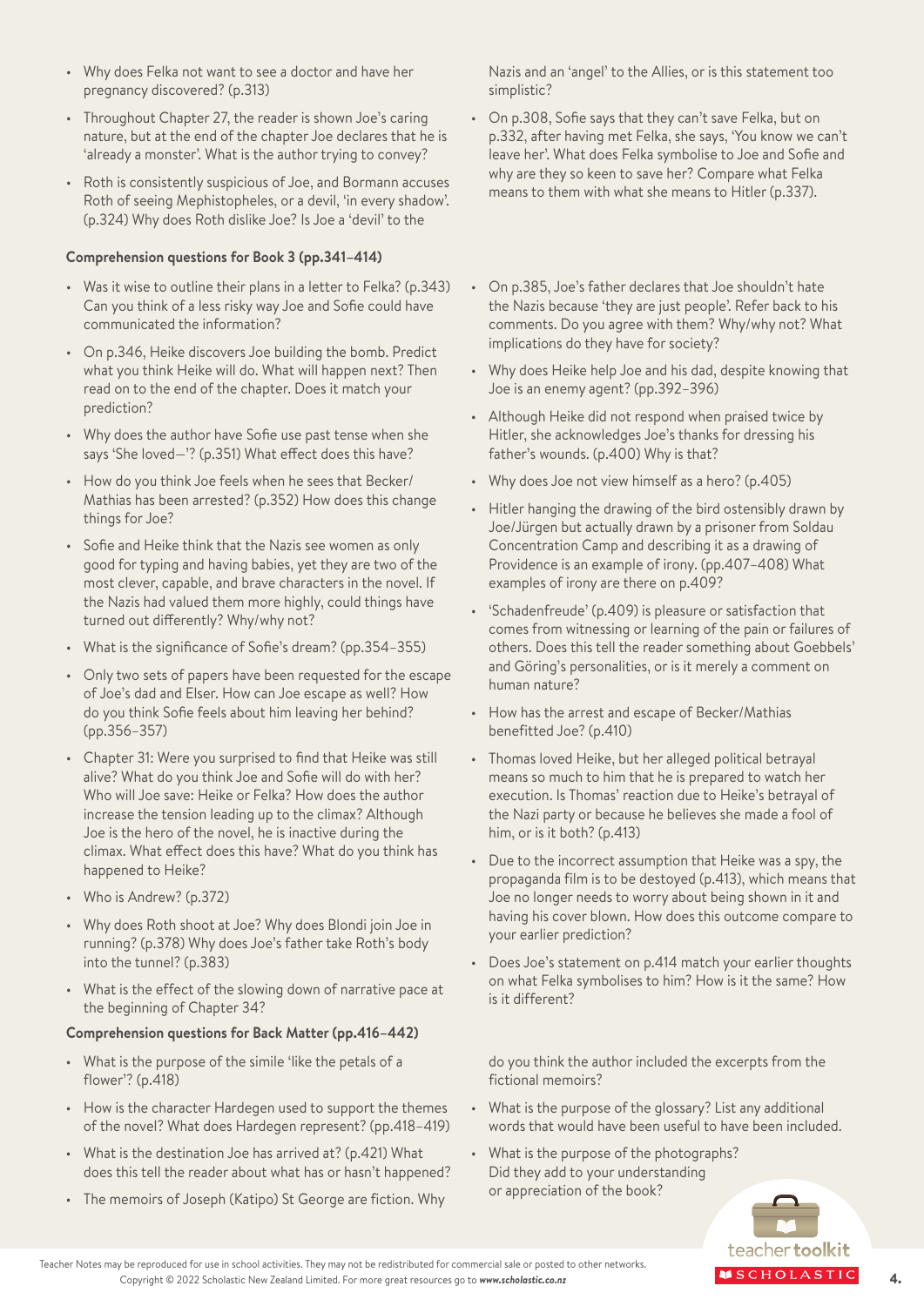- Why does Felka not want to see a doctor and have her pregnancy discovered? (p.313)
- Throughout Chapter 27, the reader is shown Joe's caring nature, but at the end of the chapter Joe declares that he is 'already a monster'. What is the author trying to convey?
- Roth is consistently suspicious of Joe, and Bormann accuses Roth of seeing Mephistopheles, or a devil, 'in every shadow'. (p.324) Why does Roth dislike Joe? Is Joe a 'devil' to the Nazis and an 'angel' to the Allies, or is this statement too simplistic?
- On p.308, Sofie says that they can't save Felka, but on p.332, after having met Felka, she says, 'You know we can't leave her'. What does Felka symbolise to Joe and Sofie and why are they so keen to save her? Compare what Felka means to them with what she means to Hitler (p.337).

**Comprehension questions for Book 3 (pp.341–414)**

- Was it wise to outline their plans in a letter to Felka? (p.343) Can you think of a less risky way Joe and Sofie could have communicated the information?
- On p.346, Heike discovers Joe building the bomb. Predict what you think Heike will do. What will happen next? Then read on to the end of the chapter. Does it match your prediction?
- Why does the author have Sofie use past tense when she says 'She loved—'? (p.351) What effect does this have?
- How do you think Joe feels when he sees that Becker/Mathias has been arrested? (p.352) How does this change things for Joe?
- Sofie and Heike think that the Nazis see women as only good for typing and having babies, yet they are two of the most clever, capable, and brave characters in the novel. If the Nazis had valued them more highly, could things have turned out differently? Why/why not?
- What is the significance of Sofie's dream? (pp.354–355)
- Only two sets of papers have been requested for the escape of Joe's dad and Elser. How can Joe escape as well? How do you think Sofie feels about him leaving her behind? (pp.356–357)
- Chapter 31: Were you surprised to find that Heike was still alive? What do you think Joe and Sofie will do with her? Who will Joe save: Heike or Felka? How does the author increase the tension leading up to the climax? Although Joe is the hero of the novel, he is inactive during the climax. What effect does this have? What do you think has happened to Heike?
- Who is Andrew? (p.372)
- Why does Roth shoot at Joe? Why does Blondi join Joe in running? (p.378) Why does Joe's father take Roth's body into the tunnel? (p.383)
- What is the effect of the slowing down of narrative pace at the beginning of Chapter 34?
- On p.385, Joe's father declares that Joe shouldn't hate the Nazis because 'they are just people'. Refer back to his comments. Do you agree with them? Why/why not? What implications do they have for society?
- Why does Heike help Joe and his dad, despite knowing that Joe is an enemy agent? (pp.392–396)
- Although Heike did not respond when praised twice by Hitler, she acknowledges Joe's thanks for dressing his father's wounds. (p.400) Why is that?
- Why does Joe not view himself as a hero? (p.405)
- Hitler hanging the drawing of the bird ostensibly drawn by Joe/Jürgen but actually drawn by a prisoner from Soldau Concentration Camp and describing it as a drawing of Providence is an example of irony. (pp.407–408) What examples of irony are there on p.409?
- 'Schadenfreude' (p.409) is pleasure or satisfaction that comes from witnessing or learning of the pain or failures of others. Does this tell the reader something about Goebbels' and Göring's personalities, or is it merely a comment on human nature?
- How has the arrest and escape of Becker/Mathias benefitted Joe? (p.410)
- Thomas loved Heike, but her alleged political betrayal means so much to him that he is prepared to watch her execution. Is Thomas' reaction due to Heike's betrayal of the Nazi party or because he believes she made a fool of him, or is it both? (p.413)
- Due to the incorrect assumption that Heike was a spy, the propaganda film is to be destoyed (p.413), which means that Joe no longer needs to worry about being shown in it and having his cover blown. How does this outcome compare to your earlier prediction?
- Does Joe's statement on p.414 match your earlier thoughts on what Felka symbolises to him? How is it the same? How is it different?

**Comprehension questions for Back Matter (pp.416–442)**

- What is the purpose of the simile 'like the petals of a flower'? (p.418)
- How is the character Hardegen used to support the themes of the novel? What does Hardegen represent? (pp.418–419)
- What is the destination Joe has arrived at? (p.421) What does this tell the reader about what has or hasn't happened?
- The memoirs of Joseph (Katipo) St George are fiction. Why do you think the author included the excerpts from the fictional memoirs?
- What is the purpose of the glossary? List any additional words that would have been useful to have been included.
- What is the purpose of the photographs? Did they add to your understanding or appreciation of the book?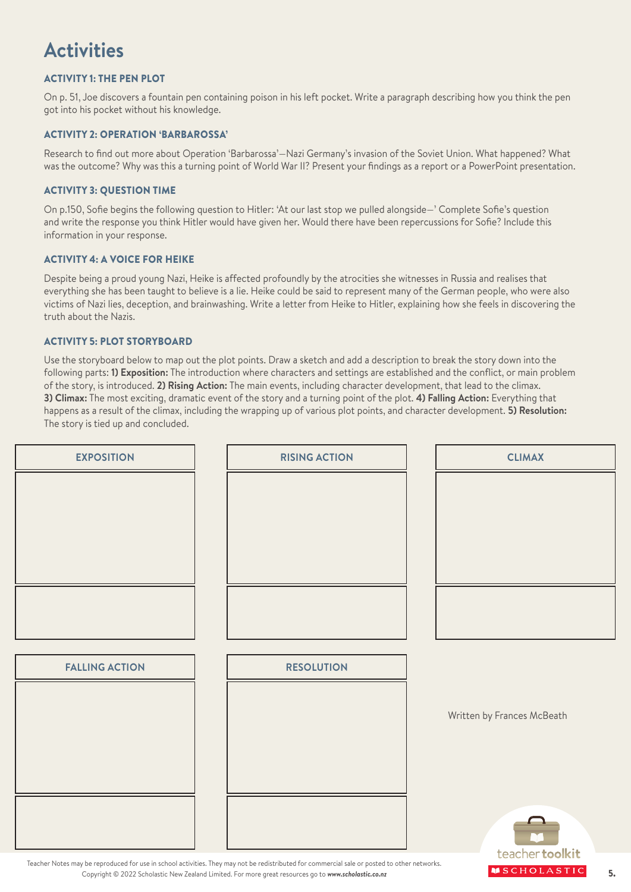# Activities

### ACTIVITY 1: THE PEN PLOT

On p. 51, Joe discovers a fountain pen containing poison in his left pocket. Write a paragraph describing how you think the pen got into his pocket without his knowledge.

### ACTIVITY 2: OPERATION 'BARBAROSSA'

Research to find out more about Operation 'Barbarossa'—Nazi Germany's invasion of the Soviet Union. What happened? What was the outcome? Why was this a turning point of World War II? Present your findings as a report or a PowerPoint presentation.

### ACTIVITY 3: QUESTION TIME

On p.150, Sofie begins the following question to Hitler: 'At our last stop we pulled alongside—' Complete Sofie's question and write the response you think Hitler would have given her. Would there have been repercussions for Sofie? Include this information in your response.

### ACTIVITY 4: A VOICE FOR HEIKE

Despite being a proud young Nazi, Heike is affected profoundly by the atrocities she witnesses in Russia and realises that everything she has been taught to believe is a lie. Heike could be said to represent many of the German people, who were also victims of Nazi lies, deception, and brainwashing. Write a letter from Heike to Hitler, explaining how she feels in discovering the truth about the Nazis.

### ACTIVITY 5: PLOT STORYBOARD

Use the storyboard below to map out the plot points. Draw a sketch and add a description to break the story down into the following parts: **1) Exposition:** The introduction where characters and settings are established and the conflict, or main problem of the story, is introduced. **2) Rising Action:** The main events, including character development, that lead to the climax. **3) Climax:** The most exciting, dramatic event of the story and a turning point of the plot. **4) Falling Action:** Everything that happens as a result of the climax, including the wrapping up of various plot points, and character development. **5) Resolution:** The story is tied up and concluded.

| EXPOSITION | RISING ACTION | CLIMAX |
| --- | --- | --- |
| | | |
| | | |

| FALLING ACTION | RESOLUTION |
| --- | --- |
| | |
| | |

Written by Frances McBeath

Teacher Notes may be reproduced for use in school activities. They may not be redistributed for commercial sale or posted to other networks. Copyright © 2022 Scholastic New Zealand Limited. For more great resources go to *www.scholastic.co.nz*